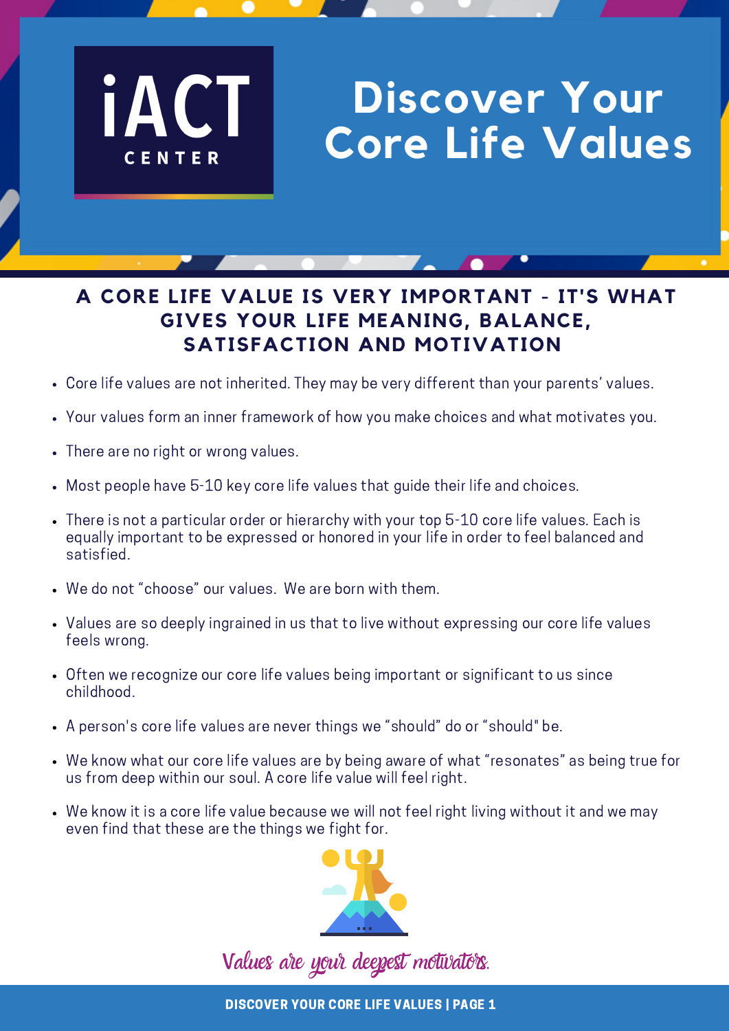iACT CENTER

# Discover Your Core Life Values

## A CORE LIFE VALUE IS VERY IMPORTANT - IT'S WHAT GIVES YOUR LIFE MEANING, BALANCE, SATISFACTION AND MOTIVATION

- Core life values are not inherited. They may be very different than your parents' values.
- Your values form an inner framework of how you make choices and what motivates you.
- There are no right or wrong values.
- Most people have 5-10 key core life values that guide their life and choices.
- There is not a particular order or hierarchy with your top 5-10 core life values. Each is equally important to be expressed or honored in your life in order to feel balanced and satisfied.
- We do not "choose" our values. We are born with them.
- Values are so deeply ingrained in us that to live without expressing our core life values feels wrong.
- Often we recognize our core life values being important or significant to us since childhood.
- A person's core life values are never things we "should" do or "should" be.
- We know what our core life values are by being aware of what "resonates" as being true for us from deep within our soul. A core life value will feel right.
- We know it is a core life value because we will not feel right living without it and we may even find that these are the things we fight for.

*Values are your deepest motivators.*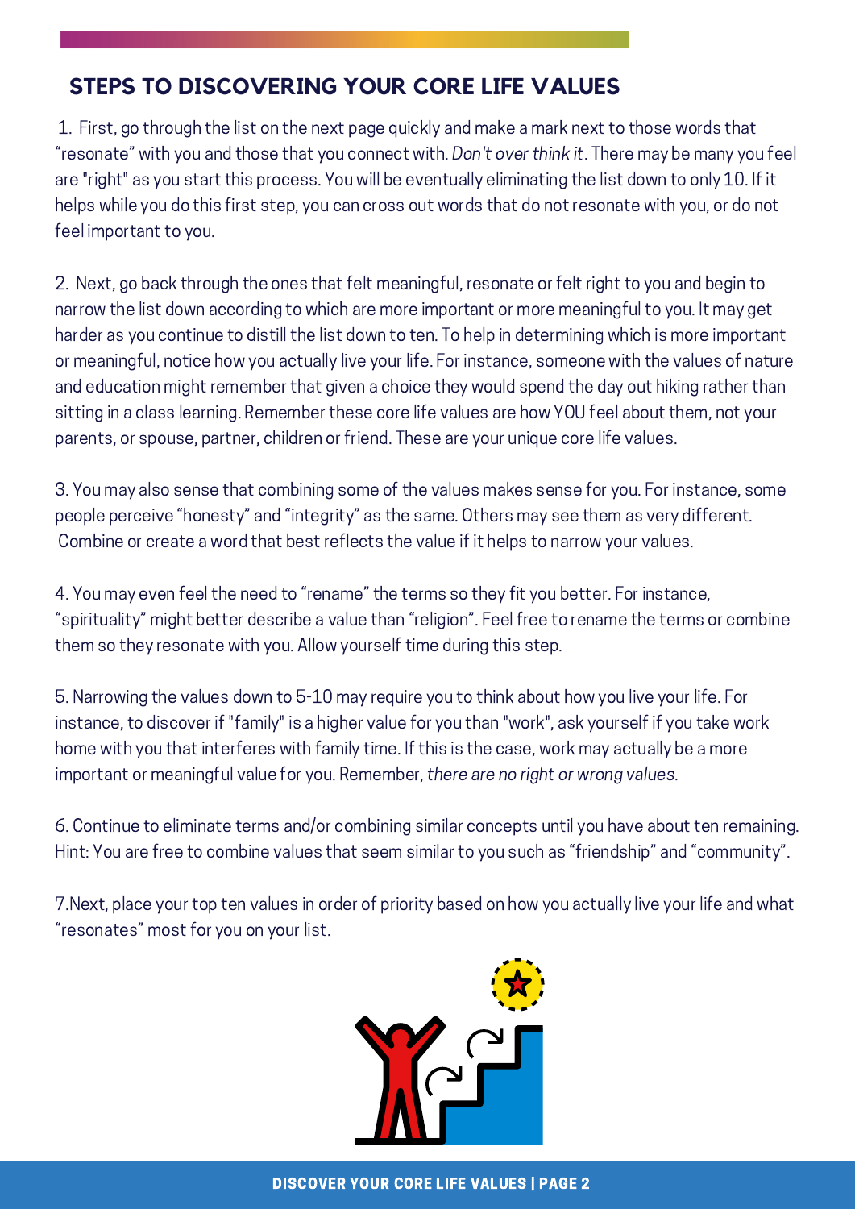## STEPS TO DISCOVERING YOUR CORE LIFE VALUES

1. First, go through the list on the next page quickly and make a mark next to those words that “resonate” with you and those that you connect with. *Don't over think it*. There may be many you feel are "right" as you start this process. You will be eventually eliminating the list down to only 10. If it helps while you do this first step, you can cross out words that do not resonate with you, or do not feel important to you.

2. Next, go back through the ones that felt meaningful, resonate or felt right to you and begin to narrow the list down according to which are more important or more meaningful to you. It may get harder as you continue to distill the list down to ten. To help in determining which is more important or meaningful, notice how you actually live your life. For instance, someone with the values of nature and education might remember that given a choice they would spend the day out hiking rather than sitting in a class learning. Remember these core life values are how YOU feel about them, not your parents, or spouse, partner, children or friend. These are your unique core life values.

3. You may also sense that combining some of the values makes sense for you. For instance, some people perceive “honesty” and “integrity” as the same. Others may see them as very different. Combine or create a word that best reflects the value if it helps to narrow your values.

4. You may even feel the need to “rename” the terms so they fit you better. For instance, “spirituality” might better describe a value than “religion”. Feel free to rename the terms or combine them so they resonate with you. Allow yourself time during this step.

5. Narrowing the values down to 5-10 may require you to think about how you live your life. For instance, to discover if "family" is a higher value for you than "work", ask yourself if you take work home with you that interferes with family time. If this is the case, work may actually be a more important or meaningful value for you. Remember, *there are no right or wrong values*.

6. Continue to eliminate terms and/or combining similar concepts until you have about ten remaining. Hint: You are free to combine values that seem similar to you such as “friendship” and “community”.

7. Next, place your top ten values in order of priority based on how you actually live your life and what “resonates” most for you on your list.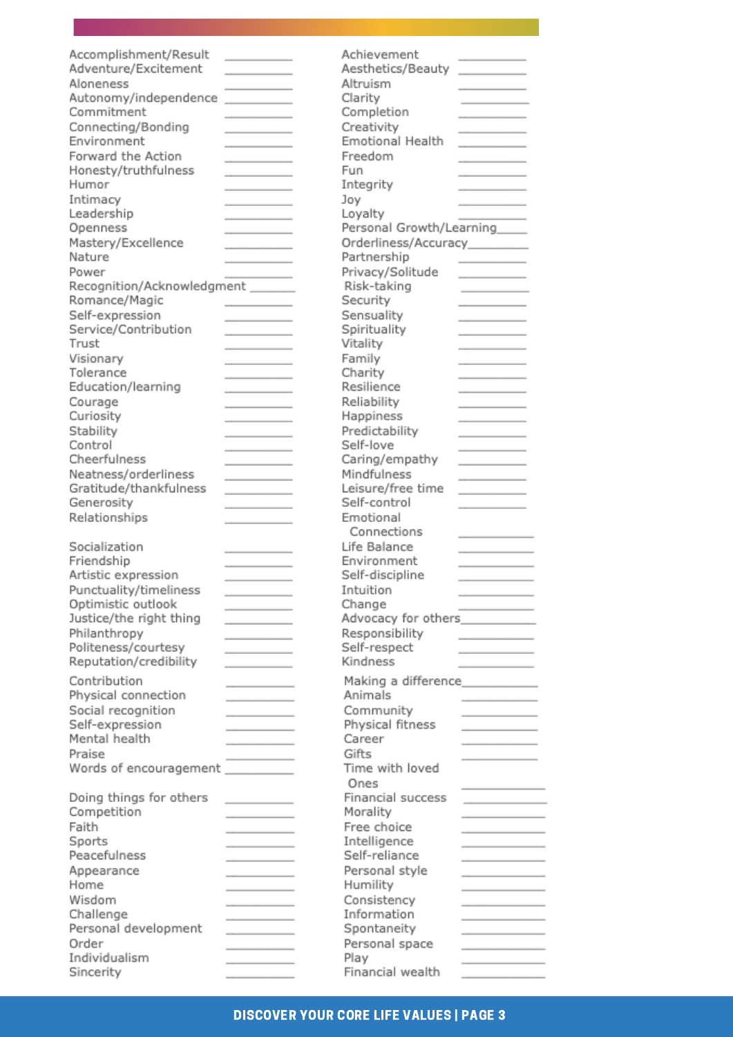| | | | |
|---|---|---|---|
| Accomplishment/Result | ________ | Achievement | ________ |
| Adventure/Excitement | ________ | Aesthetics/Beauty | ________ |
| Aloneness | ________ | Altruism | ________ |
| Autonomy/independence | ________ | Clarity | ________ |
| Commitment | ________ | Completion | ________ |
| Connecting/Bonding | ________ | Creativity | ________ |
| Environment | ________ | Emotional Health | ________ |
| Forward the Action | ________ | Freedom | ________ |
| Honesty/truthfulness | ________ | Fun | ________ |
| Humor | ________ | Integrity | ________ |
| Intimacy | ________ | Joy | ________ |
| Leadership | ________ | Loyalty | ________ |
| Openness | ________ | Personal Growth/Learning | ________ |
| Mastery/Excellence | ________ | Orderliness/Accuracy | ________ |
| Nature | ________ | Partnership | ________ |
| Power | ________ | Privacy/Solitude | ________ |
| Recognition/Acknowledgment | ________ | Risk-taking | ________ |
| Romance/Magic | ________ | Security | ________ |
| Self-expression | ________ | Sensuality | ________ |
| Service/Contribution | ________ | Spirituality | ________ |
| Trust | ________ | Vitality | ________ |
| Visionary | ________ | Family | ________ |
| Tolerance | ________ | Charity | ________ |
| Education/learning | ________ | Resilience | ________ |
| Courage | ________ | Reliability | ________ |
| Curiosity | ________ | Happiness | ________ |
| Stability | ________ | Predictability | ________ |
| Control | ________ | Self-love | ________ |
| Cheerfulness | ________ | Caring/empathy | ________ |
| Neatness/orderliness | ________ | Mindfulness | ________ |
| Gratitude/thankfulness | ________ | Leisure/free time | ________ |
| Generosity | ________ | Self-control | ________ |
| Relationships | ________ | Emotional Connections | ________ |
| Socialization | ________ | Life Balance | ________ |
| Friendship | ________ | Environment | ________ |
| Artistic expression | ________ | Self-discipline | ________ |
| Punctuality/timeliness | ________ | Intuition | ________ |
| Optimistic outlook | ________ | Change | ________ |
| Justice/the right thing | ________ | Advocacy for others | ________ |
| Philanthropy | ________ | Responsibility | ________ |
| Politeness/courtesy | ________ | Self-respect | ________ |
| Reputation/credibility | ________ | Kindness | ________ |
| Contribution | ________ | Making a difference | ________ |
| Physical connection | ________ | Animals | ________ |
| Social recognition | ________ | Community | ________ |
| Self-expression | ________ | Physical fitness | ________ |
| Mental health | ________ | Career | ________ |
| Praise | ________ | Gifts | ________ |
| Words of encouragement | ________ | Time with loved Ones | ________ |
| Doing things for others | ________ | Financial success | ________ |
| Competition | ________ | Morality | ________ |
| Faith | ________ | Free choice | ________ |
| Sports | ________ | Intelligence | ________ |
| Peacefulness | ________ | Self-reliance | ________ |
| Appearance | ________ | Personal style | ________ |
| Home | ________ | Humility | ________ |
| Wisdom | ________ | Consistency | ________ |
| Challenge | ________ | Information | ________ |
| Personal development | ________ | Spontaneity | ________ |
| Order | ________ | Personal space | ________ |
| Individualism | ________ | Play | ________ |
| Sincerity | ________ | Financial wealth | ________ |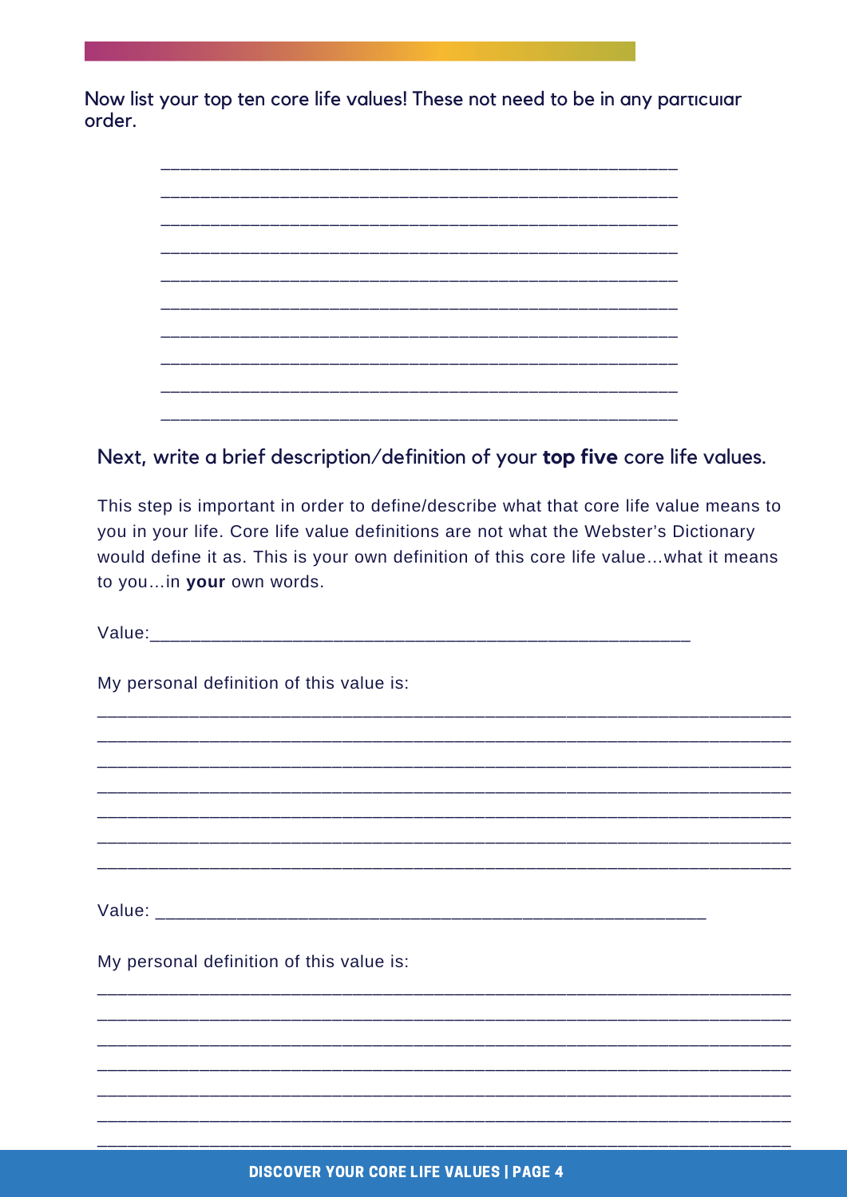Now list your top ten core life values! These not need to be in any particular order.

\_\_\_\_\_\_\_\_\_\_\_\_\_\_\_\_\_\_\_\_\_\_\_\_\_\_\_\_\_\_\_\_\_\_\_\_\_\_\_\_\_\_\_\_\_\_\_\_\_\_\_\_

\_\_\_\_\_\_\_\_\_\_\_\_\_\_\_\_\_\_\_\_\_\_\_\_\_\_\_\_\_\_\_\_\_\_\_\_\_\_\_\_\_\_\_\_\_\_\_\_\_\_\_\_

\_\_\_\_\_\_\_\_\_\_\_\_\_\_\_\_\_\_\_\_\_\_\_\_\_\_\_\_\_\_\_\_\_\_\_\_\_\_\_\_\_\_\_\_\_\_\_\_\_\_\_\_

\_\_\_\_\_\_\_\_\_\_\_\_\_\_\_\_\_\_\_\_\_\_\_\_\_\_\_\_\_\_\_\_\_\_\_\_\_\_\_\_\_\_\_\_\_\_\_\_\_\_\_\_

\_\_\_\_\_\_\_\_\_\_\_\_\_\_\_\_\_\_\_\_\_\_\_\_\_\_\_\_\_\_\_\_\_\_\_\_\_\_\_\_\_\_\_\_\_\_\_\_\_\_\_\_

\_\_\_\_\_\_\_\_\_\_\_\_\_\_\_\_\_\_\_\_\_\_\_\_\_\_\_\_\_\_\_\_\_\_\_\_\_\_\_\_\_\_\_\_\_\_\_\_\_\_\_\_

\_\_\_\_\_\_\_\_\_\_\_\_\_\_\_\_\_\_\_\_\_\_\_\_\_\_\_\_\_\_\_\_\_\_\_\_\_\_\_\_\_\_\_\_\_\_\_\_\_\_\_\_

\_\_\_\_\_\_\_\_\_\_\_\_\_\_\_\_\_\_\_\_\_\_\_\_\_\_\_\_\_\_\_\_\_\_\_\_\_\_\_\_\_\_\_\_\_\_\_\_\_\_\_\_

\_\_\_\_\_\_\_\_\_\_\_\_\_\_\_\_\_\_\_\_\_\_\_\_\_\_\_\_\_\_\_\_\_\_\_\_\_\_\_\_\_\_\_\_\_\_\_\_\_\_\_\_

\_\_\_\_\_\_\_\_\_\_\_\_\_\_\_\_\_\_\_\_\_\_\_\_\_\_\_\_\_\_\_\_\_\_\_\_\_\_\_\_\_\_\_\_\_\_\_\_\_\_\_\_

## Next, write a brief description/definition of your **top five** core life values.

This step is important in order to define/describe what that core life value means to you in your life. Core life value definitions are not what the Webster's Dictionary would define it as. This is your own definition of this core life value...what it means to you...in **your** own words.

Value:\_\_\_\_\_\_\_\_\_\_\_\_\_\_\_\_\_\_\_\_\_\_\_\_\_\_\_\_\_\_\_\_\_\_\_\_\_\_\_\_\_\_\_\_\_\_\_\_\_\_\_\_

My personal definition of this value is:

\_\_\_\_\_\_\_\_\_\_\_\_\_\_\_\_\_\_\_\_\_\_\_\_\_\_\_\_\_\_\_\_\_\_\_\_\_\_\_\_\_\_\_\_\_\_\_\_\_\_\_\_\_\_\_\_\_\_\_\_\_\_\_\_

\_\_\_\_\_\_\_\_\_\_\_\_\_\_\_\_\_\_\_\_\_\_\_\_\_\_\_\_\_\_\_\_\_\_\_\_\_\_\_\_\_\_\_\_\_\_\_\_\_\_\_\_\_\_\_\_\_\_\_\_\_\_\_\_

\_\_\_\_\_\_\_\_\_\_\_\_\_\_\_\_\_\_\_\_\_\_\_\_\_\_\_\_\_\_\_\_\_\_\_\_\_\_\_\_\_\_\_\_\_\_\_\_\_\_\_\_\_\_\_\_\_\_\_\_\_\_\_\_

\_\_\_\_\_\_\_\_\_\_\_\_\_\_\_\_\_\_\_\_\_\_\_\_\_\_\_\_\_\_\_\_\_\_\_\_\_\_\_\_\_\_\_\_\_\_\_\_\_\_\_\_\_\_\_\_\_\_\_\_\_\_\_\_

\_\_\_\_\_\_\_\_\_\_\_\_\_\_\_\_\_\_\_\_\_\_\_\_\_\_\_\_\_\_\_\_\_\_\_\_\_\_\_\_\_\_\_\_\_\_\_\_\_\_\_\_\_\_\_\_\_\_\_\_\_\_\_\_

\_\_\_\_\_\_\_\_\_\_\_\_\_\_\_\_\_\_\_\_\_\_\_\_\_\_\_\_\_\_\_\_\_\_\_\_\_\_\_\_\_\_\_\_\_\_\_\_\_\_\_\_\_\_\_\_\_\_\_\_\_\_\_\_

\_\_\_\_\_\_\_\_\_\_\_\_\_\_\_\_\_\_\_\_\_\_\_\_\_\_\_\_\_\_\_\_\_\_\_\_\_\_\_\_\_\_\_\_\_\_\_\_\_\_\_\_\_\_\_\_\_\_\_\_\_\_\_\_

Value: \_\_\_\_\_\_\_\_\_\_\_\_\_\_\_\_\_\_\_\_\_\_\_\_\_\_\_\_\_\_\_\_\_\_\_\_\_\_\_\_\_\_\_\_\_\_\_\_\_\_\_\_

My personal definition of this value is:

\_\_\_\_\_\_\_\_\_\_\_\_\_\_\_\_\_\_\_\_\_\_\_\_\_\_\_\_\_\_\_\_\_\_\_\_\_\_\_\_\_\_\_\_\_\_\_\_\_\_\_\_\_\_\_\_\_\_\_\_\_\_\_\_

\_\_\_\_\_\_\_\_\_\_\_\_\_\_\_\_\_\_\_\_\_\_\_\_\_\_\_\_\_\_\_\_\_\_\_\_\_\_\_\_\_\_\_\_\_\_\_\_\_\_\_\_\_\_\_\_\_\_\_\_\_\_\_\_

\_\_\_\_\_\_\_\_\_\_\_\_\_\_\_\_\_\_\_\_\_\_\_\_\_\_\_\_\_\_\_\_\_\_\_\_\_\_\_\_\_\_\_\_\_\_\_\_\_\_\_\_\_\_\_\_\_\_\_\_\_\_\_\_

\_\_\_\_\_\_\_\_\_\_\_\_\_\_\_\_\_\_\_\_\_\_\_\_\_\_\_\_\_\_\_\_\_\_\_\_\_\_\_\_\_\_\_\_\_\_\_\_\_\_\_\_\_\_\_\_\_\_\_\_\_\_\_\_

\_\_\_\_\_\_\_\_\_\_\_\_\_\_\_\_\_\_\_\_\_\_\_\_\_\_\_\_\_\_\_\_\_\_\_\_\_\_\_\_\_\_\_\_\_\_\_\_\_\_\_\_\_\_\_\_\_\_\_\_\_\_\_\_

\_\_\_\_\_\_\_\_\_\_\_\_\_\_\_\_\_\_\_\_\_\_\_\_\_\_\_\_\_\_\_\_\_\_\_\_\_\_\_\_\_\_\_\_\_\_\_\_\_\_\_\_\_\_\_\_\_\_\_\_\_\_\_\_

\_\_\_\_\_\_\_\_\_\_\_\_\_\_\_\_\_\_\_\_\_\_\_\_\_\_\_\_\_\_\_\_\_\_\_\_\_\_\_\_\_\_\_\_\_\_\_\_\_\_\_\_\_\_\_\_\_\_\_\_\_\_\_\_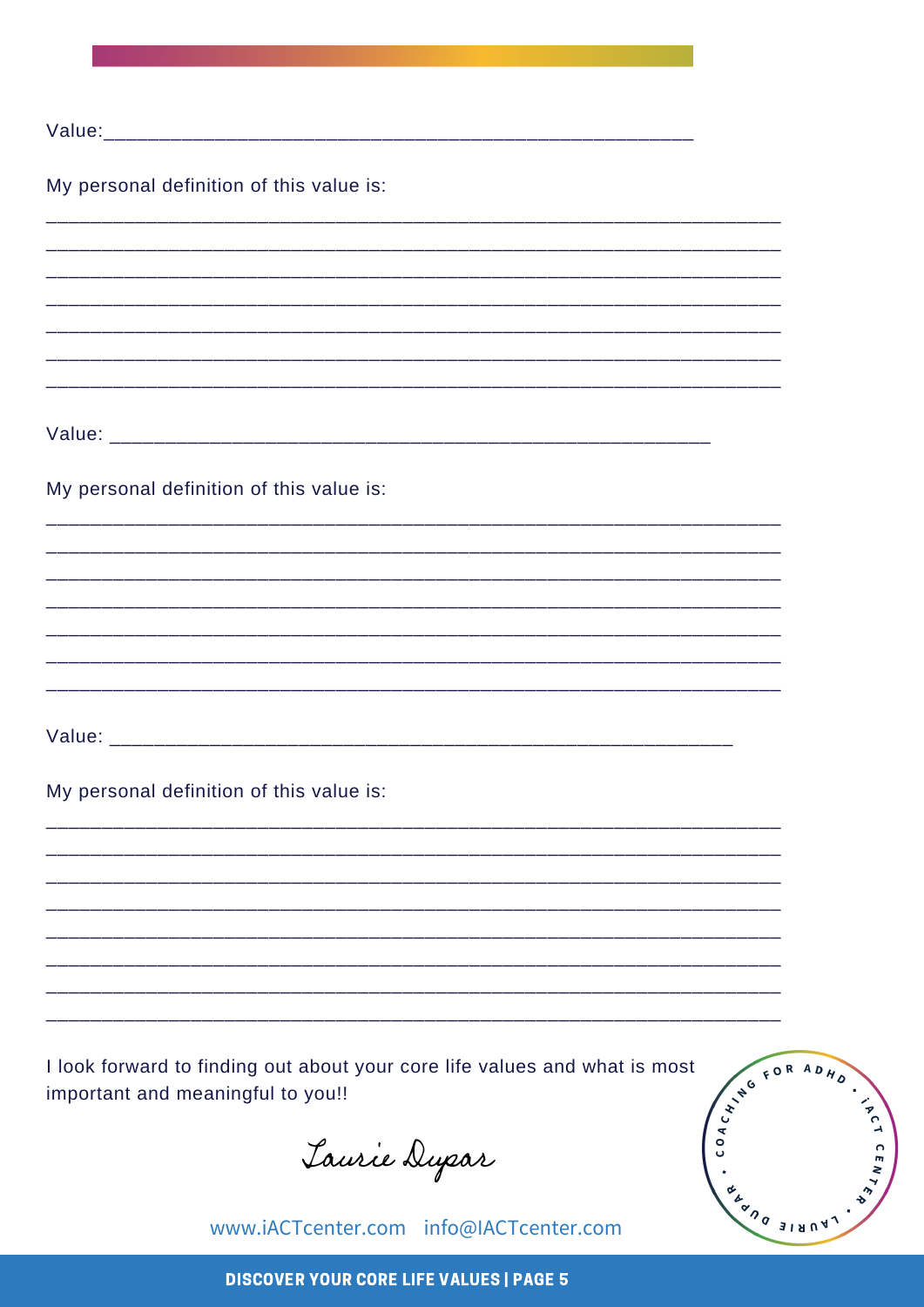Value:_______________________________________________

My personal definition of this value is:

_______________________________________________________________
_______________________________________________________________
_______________________________________________________________
_______________________________________________________________
_______________________________________________________________
_______________________________________________________________
_______________________________________________________________

Value: _______________________________________________

My personal definition of this value is:

_______________________________________________________________
_______________________________________________________________
_______________________________________________________________
_______________________________________________________________
_______________________________________________________________
_______________________________________________________________
_______________________________________________________________

Value: _______________________________________________

My personal definition of this value is:

_______________________________________________________________
_______________________________________________________________
_______________________________________________________________
_______________________________________________________________
_______________________________________________________________
_______________________________________________________________
_______________________________________________________________
_______________________________________________________________

I look forward to finding out about your core life values and what is most important and meaningful to you!!

Laurie Dupar

www.iACTcenter.com info@IACTcenter.com

COACHING FOR ADHD • iACT CENTER • LAURIE DUPAR •